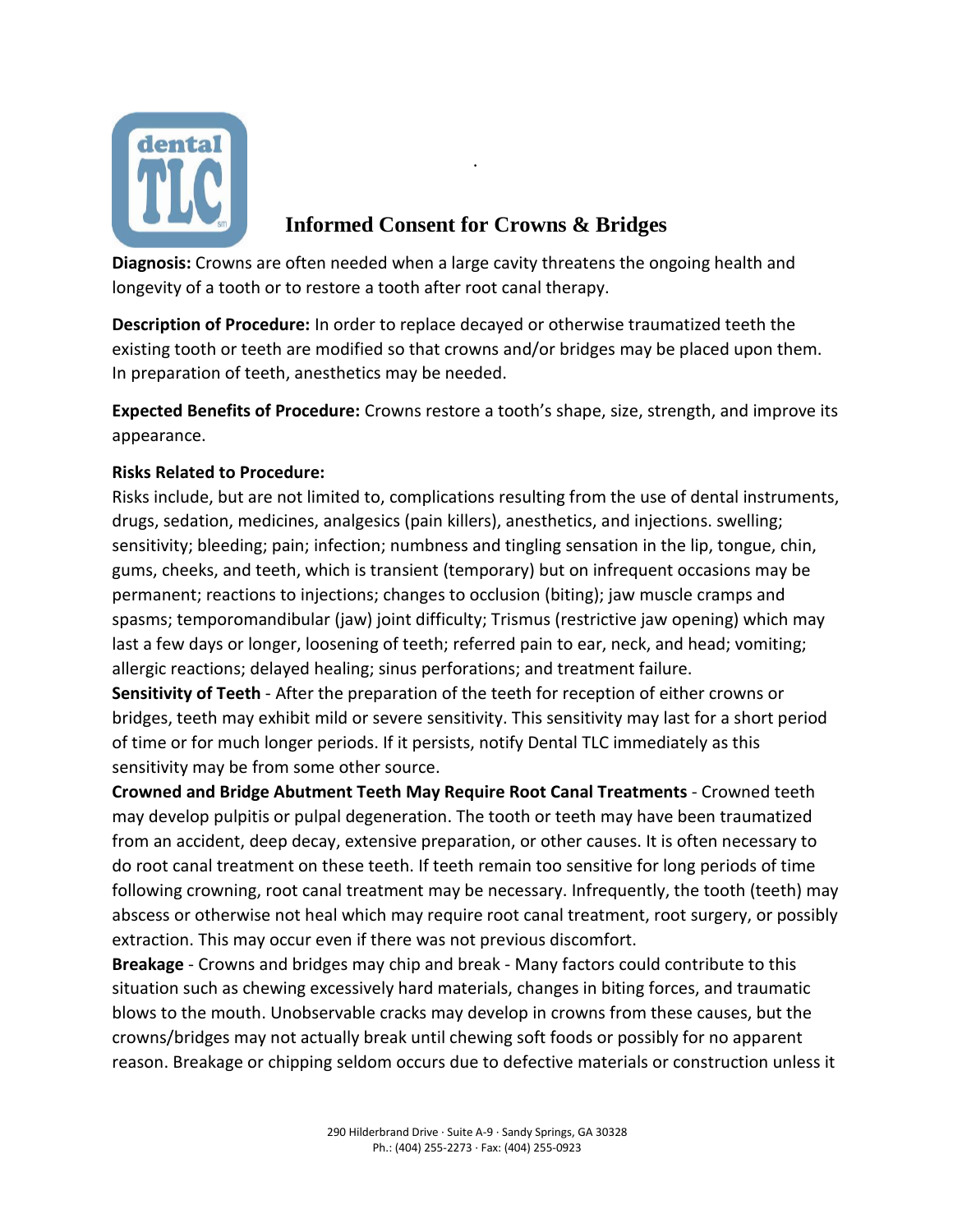# Informed Consent for Crowns & Bridges

**Diagnosis:** Crowns are often needed when a large cavity threatens the ongoing health and longevity of a tooth or to restore a tooth after root canal therapy.

**Description of Procedure:** In order to replace decayed or otherwise traumatized teeth the existing tooth or teeth are modified so that crowns and/or bridges may be placed upon them. In preparation of teeth, anesthetics may be needed.

**Expected Benefits of Procedure:** Crowns restore a tooth's shape, size, strength, and improve its appearance.

**Risks Related to Procedure:**

Risks include, but are not limited to, complications resulting from the use of dental instruments, drugs, sedation, medicines, analgesics (pain killers), anesthetics, and injections. swelling; sensitivity; bleeding; pain; infection; numbness and tingling sensation in the lip, tongue, chin, gums, cheeks, and teeth, which is transient (temporary) but on infrequent occasions may be permanent; reactions to injections; changes to occlusion (biting); jaw muscle cramps and spasms; temporomandibular (jaw) joint difficulty; Trismus (restrictive jaw opening) which may last a few days or longer, loosening of teeth; referred pain to ear, neck, and head; vomiting; allergic reactions; delayed healing; sinus perforations; and treatment failure.

**Sensitivity of Teeth** - After the preparation of the teeth for reception of either crowns or bridges, teeth may exhibit mild or severe sensitivity. This sensitivity may last for a short period of time or for much longer periods. If it persists, notify Dental TLC immediately as this sensitivity may be from some other source.

**Crowned and Bridge Abutment Teeth May Require Root Canal Treatments** - Crowned teeth may develop pulpitis or pulpal degeneration. The tooth or teeth may have been traumatized from an accident, deep decay, extensive preparation, or other causes. It is often necessary to do root canal treatment on these teeth. If teeth remain too sensitive for long periods of time following crowning, root canal treatment may be necessary. Infrequently, the tooth (teeth) may abscess or otherwise not heal which may require root canal treatment, root surgery, or possibly extraction. This may occur even if there was not previous discomfort.

**Breakage** - Crowns and bridges may chip and break - Many factors could contribute to this situation such as chewing excessively hard materials, changes in biting forces, and traumatic blows to the mouth. Unobservable cracks may develop in crowns from these causes, but the crowns/bridges may not actually break until chewing soft foods or possibly for no apparent reason. Breakage or chipping seldom occurs due to defective materials or construction unless it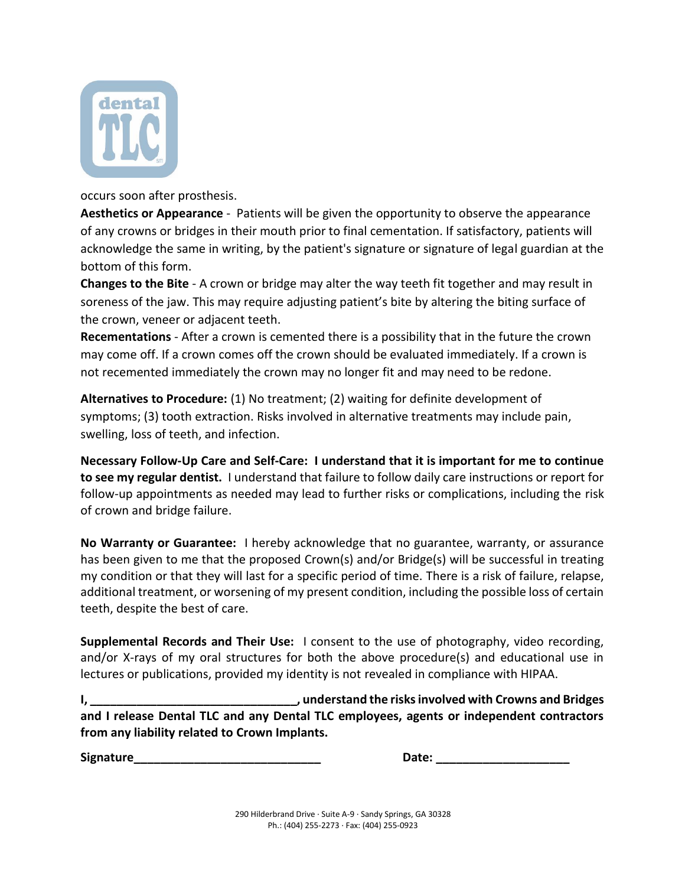occurs soon after prosthesis.

**Aesthetics or Appearance** - Patients will be given the opportunity to observe the appearance of any crowns or bridges in their mouth prior to final cementation. If satisfactory, patients will acknowledge the same in writing, by the patient's signature or signature of legal guardian at the bottom of this form.

**Changes to the Bite** - A crown or bridge may alter the way teeth fit together and may result in soreness of the jaw. This may require adjusting patient's bite by altering the biting surface of the crown, veneer or adjacent teeth.

**Recementations** - After a crown is cemented there is a possibility that in the future the crown may come off. If a crown comes off the crown should be evaluated immediately. If a crown is not recemented immediately the crown may no longer fit and may need to be redone.

**Alternatives to Procedure:** (1) No treatment; (2) waiting for definite development of symptoms; (3) tooth extraction. Risks involved in alternative treatments may include pain, swelling, loss of teeth, and infection.

**Necessary Follow-Up Care and Self-Care: I understand that it is important for me to continue to see my regular dentist.** I understand that failure to follow daily care instructions or report for follow-up appointments as needed may lead to further risks or complications, including the risk of crown and bridge failure.

**No Warranty or Guarantee:** I hereby acknowledge that no guarantee, warranty, or assurance has been given to me that the proposed Crown(s) and/or Bridge(s) will be successful in treating my condition or that they will last for a specific period of time. There is a risk of failure, relapse, additional treatment, or worsening of my present condition, including the possible loss of certain teeth, despite the best of care.

**Supplemental Records and Their Use:** I consent to the use of photography, video recording, and/or X-rays of my oral structures for both the above procedure(s) and educational use in lectures or publications, provided my identity is not revealed in compliance with HIPAA.

**I, _______________________________, understand the risks involved with Crowns and Bridges and I release Dental TLC and any Dental TLC employees, agents or independent contractors from any liability related to Crown Implants.**

**Signature**_____________________________ **Date:** ____________________

290 Hilderbrand Drive · Suite A-9 · Sandy Springs, GA 30328
Ph.: (404) 255-2273 · Fax: (404) 255-0923